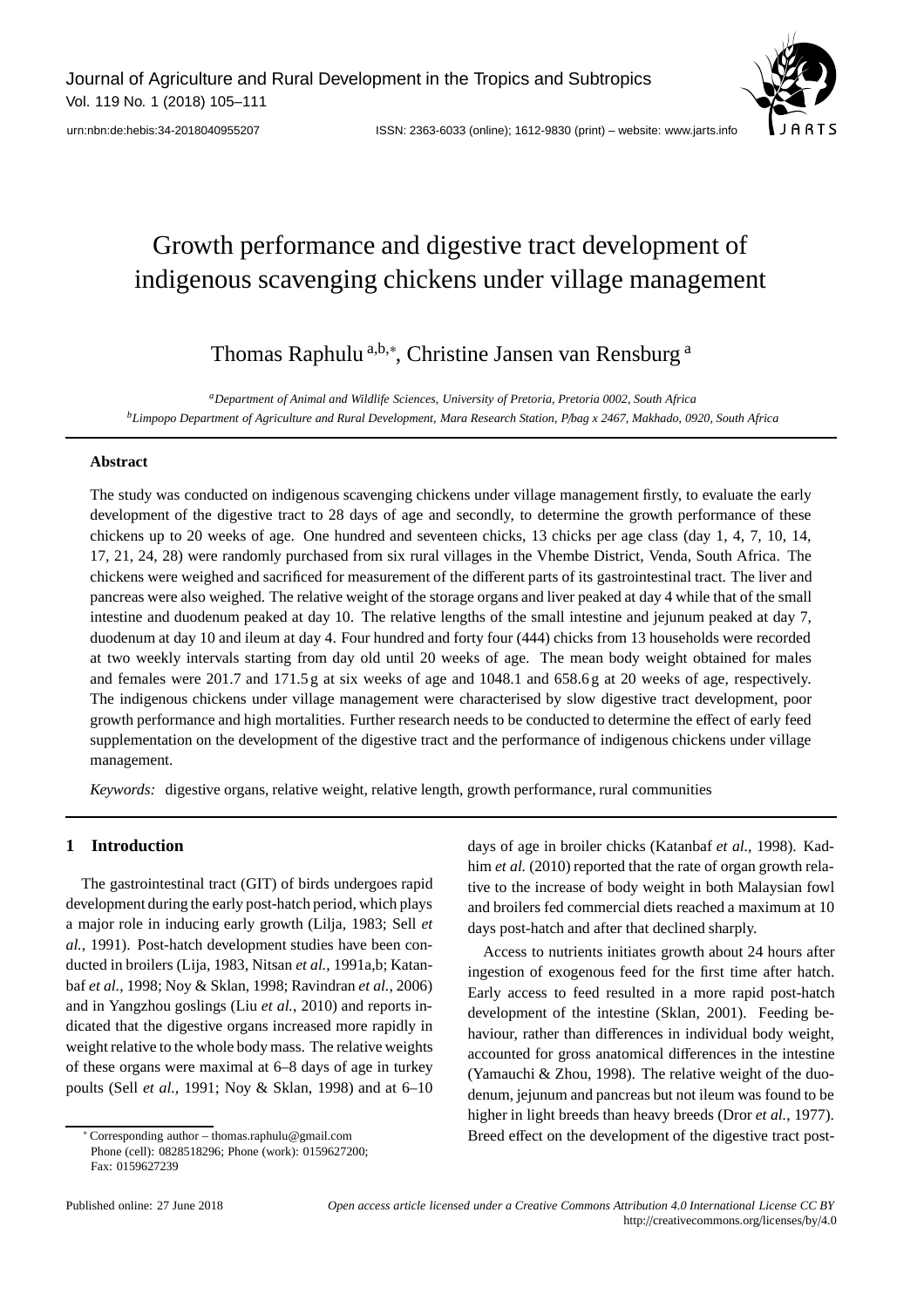# Growth performance and digestive tract development of indigenous scavenging chickens under village management

Thomas Raphulu[a,b,*], Christine Jansen van Rensburg[a]

[a] *Department of Animal and Wildlife Sciences, University of Pretoria, Pretoria 0002, South Africa*

[b] *Limpopo Department of Agriculture and Rural Development, Mara Research Station, P/bag x 2467, Makhado, 0920, South Africa*

## Abstract

The study was conducted on indigenous scavenging chickens under village management firstly, to evaluate the early development of the digestive tract to 28 days of age and secondly, to determine the growth performance of these chickens up to 20 weeks of age. One hundred and seventeen chicks, 13 chicks per age class (day 1, 4, 7, 10, 14, 17, 21, 24, 28) were randomly purchased from six rural villages in the Vhembe District, Venda, South Africa. The chickens were weighed and sacrificed for measurement of the different parts of its gastrointestinal tract. The liver and pancreas were also weighed. The relative weight of the storage organs and liver peaked at day 4 while that of the small intestine and duodenum peaked at day 10. The relative lengths of the small intestine and jejunum peaked at day 7, duodenum at day 10 and ileum at day 4. Four hundred and forty four (444) chicks from 13 households were recorded at two weekly intervals starting from day old until 20 weeks of age. The mean body weight obtained for males and females were 201.7 and 171.5 g at six weeks of age and 1048.1 and 658.6 g at 20 weeks of age, respectively. The indigenous chickens under village management were characterised by slow digestive tract development, poor growth performance and high mortalities. Further research needs to be conducted to determine the effect of early feed supplementation on the development of the digestive tract and the performance of indigenous chickens under village management.

*Keywords:* digestive organs, relative weight, relative length, growth performance, rural communities

## 1 Introduction

The gastrointestinal tract (GIT) of birds undergoes rapid development during the early post-hatch period, which plays a major role in inducing early growth (Lilja, 1983; Sell *et al.*, 1991). Post-hatch development studies have been conducted in broilers (Lija, 1983, Nitsan *et al.*, 1991a,b; Katanbaf *et al.*, 1998; Noy & Sklan, 1998; Ravindran *et al.*, 2006) and in Yangzhou goslings (Liu *et al.*, 2010) and reports indicated that the digestive organs increased more rapidly in weight relative to the whole body mass. The relative weights of these organs were maximal at 6–8 days of age in turkey poults (Sell *et al.*, 1991; Noy & Sklan, 1998) and at 6–10 days of age in broiler chicks (Katanbaf *et al.*, 1998). Kadhim *et al.* (2010) reported that the rate of organ growth relative to the increase of body weight in both Malaysian fowl and broilers fed commercial diets reached a maximum at 10 days post-hatch and after that declined sharply.

Access to nutrients initiates growth about 24 hours after ingestion of exogenous feed for the first time after hatch. Early access to feed resulted in a more rapid post-hatch development of the intestine (Sklan, 2001). Feeding behaviour, rather than differences in individual body weight, accounted for gross anatomical differences in the intestine (Yamauchi & Zhou, 1998). The relative weight of the duodenum, jejunum and pancreas but not ileum was found to be higher in light breeds than heavy breeds (Dror *et al.*, 1977). Breed effect on the development of the digestive tract post-

[*] Corresponding author – thomas.raphulu@gmail.com
Phone (cell): 0828518296; Phone (work): 0159627200;
Fax: 0159627239

Published online: 27 June 2018

*Open access article licensed under a Creative Commons Attribution 4.0 International License CC BY*
http://creativecommons.org/licenses/by/4.0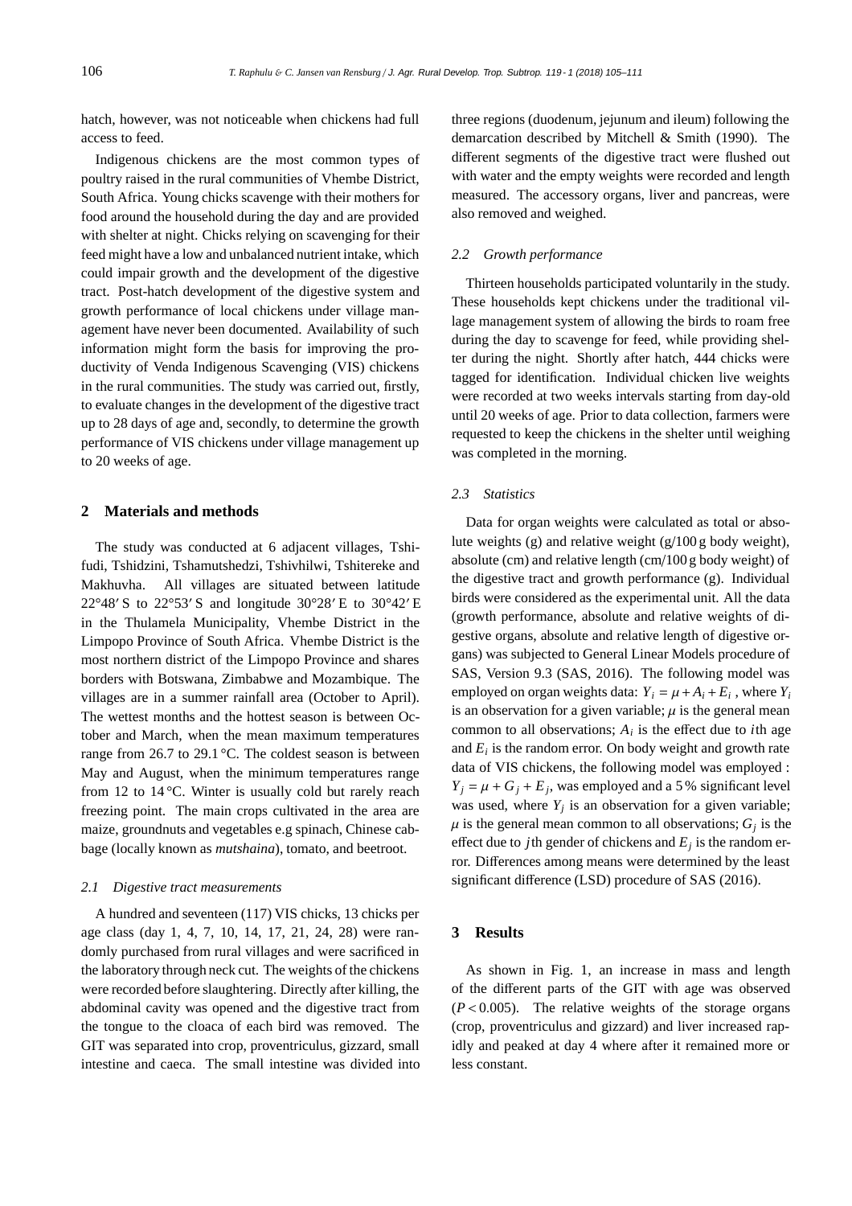hatch, however, was not noticeable when chickens had full access to feed.

Indigenous chickens are the most common types of poultry raised in the rural communities of Vhembe District, South Africa. Young chicks scavenge with their mothers for food around the household during the day and are provided with shelter at night. Chicks relying on scavenging for their feed might have a low and unbalanced nutrient intake, which could impair growth and the development of the digestive tract. Post-hatch development of the digestive system and growth performance of local chickens under village management have never been documented. Availability of such information might form the basis for improving the productivity of Venda Indigenous Scavenging (VIS) chickens in the rural communities. The study was carried out, firstly, to evaluate changes in the development of the digestive tract up to 28 days of age and, secondly, to determine the growth performance of VIS chickens under village management up to 20 weeks of age.

## 2 Materials and methods

The study was conducted at 6 adjacent villages, Tshifudi, Tshidzini, Tshamutshedzi, Tshivhilwi, Tshitereke and Makhuvha. All villages are situated between latitude 22°48′ S to 22°53′ S and longitude 30°28′ E to 30°42′ E in the Thulamela Municipality, Vhembe District in the Limpopo Province of South Africa. Vhembe District is the most northern district of the Limpopo Province and shares borders with Botswana, Zimbabwe and Mozambique. The villages are in a summer rainfall area (October to April). The wettest months and the hottest season is between October and March, when the mean maximum temperatures range from 26.7 to 29.1 °C. The coldest season is between May and August, when the minimum temperatures range from 12 to 14 °C. Winter is usually cold but rarely reach freezing point. The main crops cultivated in the area are maize, groundnuts and vegetables e.g spinach, Chinese cabbage (locally known as *mutshaina*), tomato, and beetroot.

### 2.1 Digestive tract measurements

A hundred and seventeen (117) VIS chicks, 13 chicks per age class (day 1, 4, 7, 10, 14, 17, 21, 24, 28) were randomly purchased from rural villages and were sacrificed in the laboratory through neck cut. The weights of the chickens were recorded before slaughtering. Directly after killing, the abdominal cavity was opened and the digestive tract from the tongue to the cloaca of each bird was removed. The GIT was separated into crop, proventriculus, gizzard, small intestine and caeca. The small intestine was divided into three regions (duodenum, jejunum and ileum) following the demarcation described by Mitchell & Smith (1990). The different segments of the digestive tract were flushed out with water and the empty weights were recorded and length measured. The accessory organs, liver and pancreas, were also removed and weighed.

### 2.2 Growth performance

Thirteen households participated voluntarily in the study. These households kept chickens under the traditional village management system of allowing the birds to roam free during the day to scavenge for feed, while providing shelter during the night. Shortly after hatch, 444 chicks were tagged for identification. Individual chicken live weights were recorded at two weeks intervals starting from day-old until 20 weeks of age. Prior to data collection, farmers were requested to keep the chickens in the shelter until weighing was completed in the morning.

### 2.3 Statistics

Data for organ weights were calculated as total or absolute weights (g) and relative weight (g/100 g body weight), absolute (cm) and relative length (cm/100 g body weight) of the digestive tract and growth performance (g). Individual birds were considered as the experimental unit. All the data (growth performance, absolute and relative weights of digestive organs, absolute and relative length of digestive organs) was subjected to General Linear Models procedure of SAS, Version 9.3 (SAS, 2016). The following model was employed on organ weights data: $Y_i = \mu + A_i + E_i$ , where $Y_i$ is an observation for a given variable; $\mu$ is the general mean common to all observations; $A_i$ is the effect due to $i$th age and $E_i$ is the random error. On body weight and growth rate data of VIS chickens, the following model was employed : $Y_j = \mu + G_j + E_j$, was employed and a 5 % significant level was used, where $Y_j$ is an observation for a given variable; $\mu$ is the general mean common to all observations; $G_j$ is the effect due to $j$th gender of chickens and $E_j$ is the random error. Differences among means were determined by the least significant difference (LSD) procedure of SAS (2016).

## 3 Results

As shown in Fig. 1, an increase in mass and length of the different parts of the GIT with age was observed ($P < 0.005$). The relative weights of the storage organs (crop, proventriculus and gizzard) and liver increased rapidly and peaked at day 4 where after it remained more or less constant.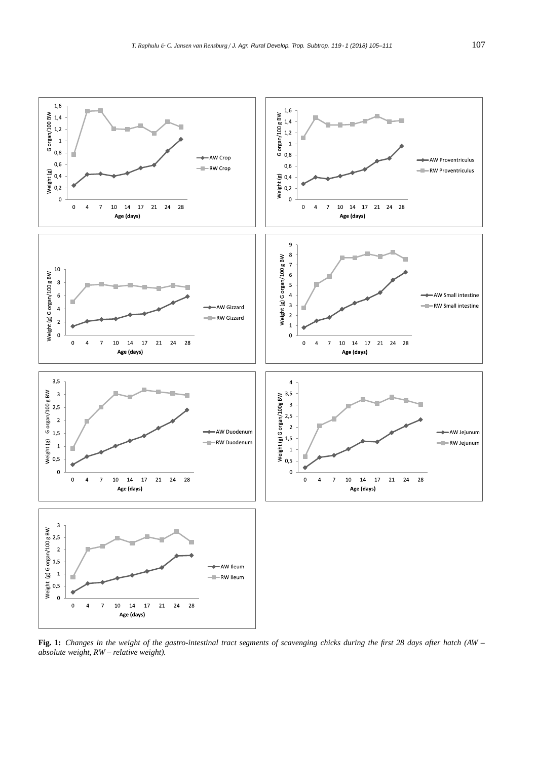**Fig. 1:** *Changes in the weight of the gastro-intestinal tract segments of scavenging chicks during the first 28 days after hatch (AW – absolute weight, RW – relative weight).*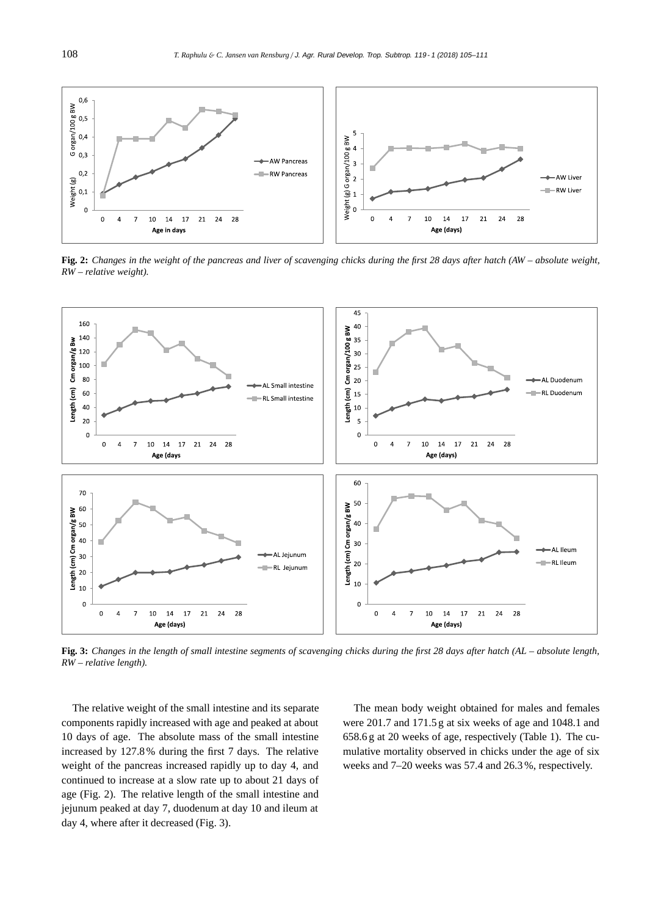**Fig. 2:** *Changes in the weight of the pancreas and liver of scavenging chicks during the first 28 days after hatch (AW – absolute weight, RW – relative weight).*

**Fig. 3:** *Changes in the length of small intestine segments of scavenging chicks during the first 28 days after hatch (AL – absolute length, RW – relative length).*

The relative weight of the small intestine and its separate components rapidly increased with age and peaked at about 10 days of age. The absolute mass of the small intestine increased by 127.8 % during the first 7 days. The relative weight of the pancreas increased rapidly up to day 4, and continued to increase at a slow rate up to about 21 days of age (Fig. 2). The relative length of the small intestine and jejunum peaked at day 7, duodenum at day 10 and ileum at day 4, where after it decreased (Fig. 3).

The mean body weight obtained for males and females were 201.7 and 171.5 g at six weeks of age and 1048.1 and 658.6 g at 20 weeks of age, respectively (Table 1). The cumulative mortality observed in chicks under the age of six weeks and 7–20 weeks was 57.4 and 26.3 %, respectively.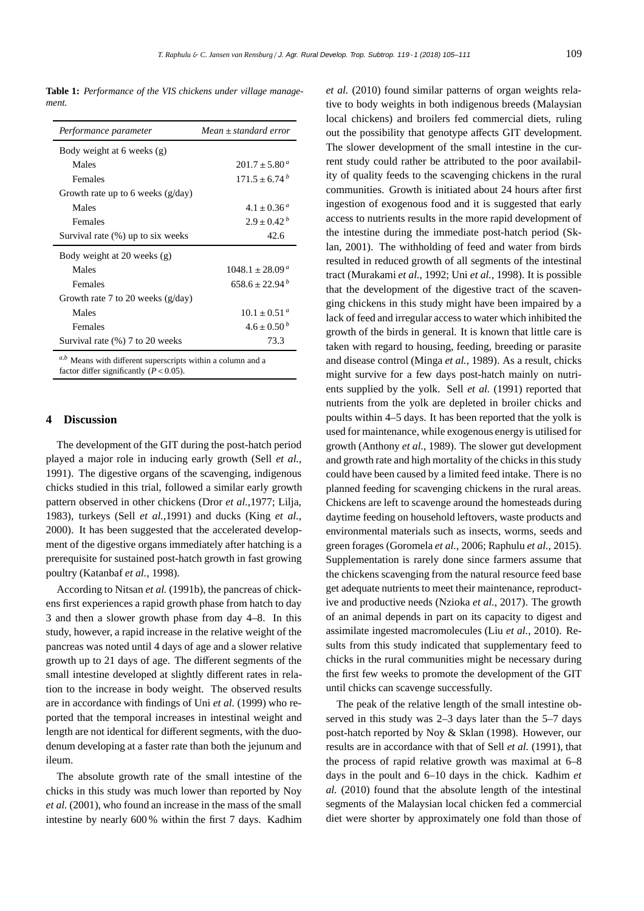**Table 1:** *Performance of the VIS chickens under village management.*

| *Performance parameter* | *Mean ± standard error* |
|---|---|
| Body weight at 6 weeks (g) | |
| Males | $201.7 \pm 5.80^{a}$ |
| Females | $171.5 \pm 6.74^{b}$ |
| Growth rate up to 6 weeks (g/day) | |
| Males | $4.1 \pm 0.36^{a}$ |
| Females | $2.9 \pm 0.42^{b}$ |
| Survival rate (%) up to six weeks | 42.6 |
| Body weight at 20 weeks (g) | |
| Males | $1048.1 \pm 28.09^{a}$ |
| Females | $658.6 \pm 22.94^{b}$ |
| Growth rate 7 to 20 weeks (g/day) | |
| Males | $10.1 \pm 0.51^{a}$ |
| Females | $4.6 \pm 0.50^{b}$ |
| Survival rate (%) 7 to 20 weeks | 73.3 |

[a,b] Means with different superscripts within a column and a factor differ significantly ($P < 0.05$).

## 4 Discussion

The development of the GIT during the post-hatch period played a major role in inducing early growth (Sell *et al.*, 1991). The digestive organs of the scavenging, indigenous chicks studied in this trial, followed a similar early growth pattern observed in other chickens (Dror *et al.*,1977; Lilja, 1983), turkeys (Sell *et al.*,1991) and ducks (King *et al.*, 2000). It has been suggested that the accelerated development of the digestive organs immediately after hatching is a prerequisite for sustained post-hatch growth in fast growing poultry (Katanbaf *et al.*, 1998).

According to Nitsan *et al.* (1991b), the pancreas of chickens first experiences a rapid growth phase from hatch to day 3 and then a slower growth phase from day 4–8. In this study, however, a rapid increase in the relative weight of the pancreas was noted until 4 days of age and a slower relative growth up to 21 days of age. The different segments of the small intestine developed at slightly different rates in relation to the increase in body weight. The observed results are in accordance with findings of Uni *et al.* (1999) who reported that the temporal increases in intestinal weight and length are not identical for different segments, with the duodenum developing at a faster rate than both the jejunum and ileum.

The absolute growth rate of the small intestine of the chicks in this study was much lower than reported by Noy *et al.* (2001), who found an increase in the mass of the small intestine by nearly 600 % within the first 7 days. Kadhim *et al.* (2010) found similar patterns of organ weights relative to body weights in both indigenous breeds (Malaysian local chickens) and broilers fed commercial diets, ruling out the possibility that genotype affects GIT development. The slower development of the small intestine in the current study could rather be attributed to the poor availability of quality feeds to the scavenging chickens in the rural communities. Growth is initiated about 24 hours after first ingestion of exogenous food and it is suggested that early access to nutrients results in the more rapid development of the intestine during the immediate post-hatch period (Sklan, 2001). The withholding of feed and water from birds resulted in reduced growth of all segments of the intestinal tract (Murakami *et al.*, 1992; Uni *et al.*, 1998). It is possible that the development of the digestive tract of the scavenging chickens in this study might have been impaired by a lack of feed and irregular access to water which inhibited the growth of the birds in general. It is known that little care is taken with regard to housing, feeding, breeding or parasite and disease control (Minga *et al.*, 1989). As a result, chicks might survive for a few days post-hatch mainly on nutrients supplied by the yolk. Sell *et al.* (1991) reported that nutrients from the yolk are depleted in broiler chicks and poults within 4–5 days. It has been reported that the yolk is used for maintenance, while exogenous energy is utilised for growth (Anthony *et al.*, 1989). The slower gut development and growth rate and high mortality of the chicks in this study could have been caused by a limited feed intake. There is no planned feeding for scavenging chickens in the rural areas. Chickens are left to scavenge around the homesteads during daytime feeding on household leftovers, waste products and environmental materials such as insects, worms, seeds and green forages (Goromela *et al.*, 2006; Raphulu *et al.*, 2015). Supplementation is rarely done since farmers assume that the chickens scavenging from the natural resource feed base get adequate nutrients to meet their maintenance, reproductive and productive needs (Nzioka *et al.*, 2017). The growth of an animal depends in part on its capacity to digest and assimilate ingested macromolecules (Liu *et al.*, 2010). Results from this study indicated that supplementary feed to chicks in the rural communities might be necessary during the first few weeks to promote the development of the GIT until chicks can scavenge successfully.

The peak of the relative length of the small intestine observed in this study was 2–3 days later than the 5–7 days post-hatch reported by Noy & Sklan (1998). However, our results are in accordance with that of Sell *et al.* (1991), that the process of rapid relative growth was maximal at 6–8 days in the poult and 6–10 days in the chick. Kadhim *et al.* (2010) found that the absolute length of the intestinal segments of the Malaysian local chicken fed a commercial diet were shorter by approximately one fold than those of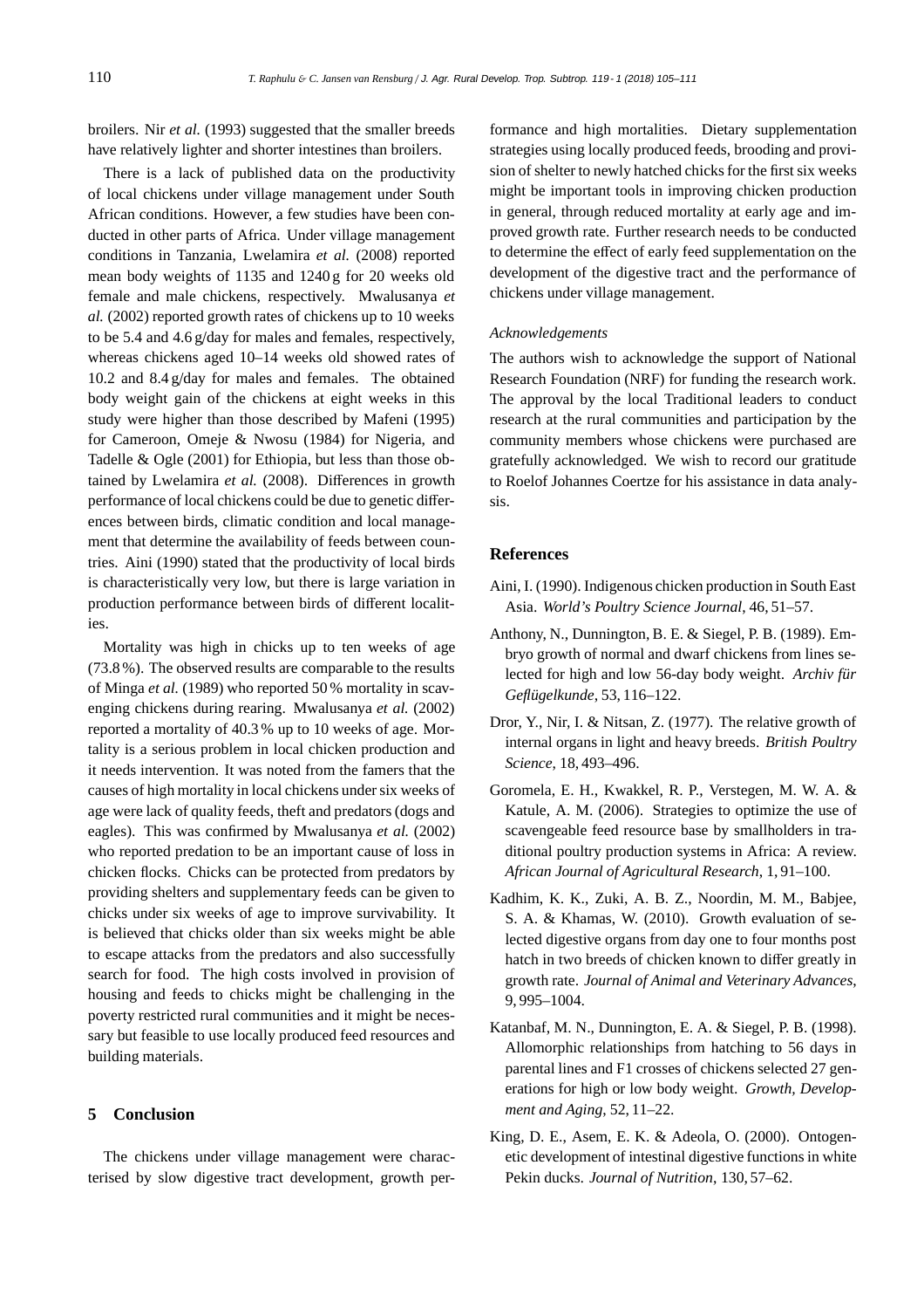broilers. Nir *et al.* (1993) suggested that the smaller breeds have relatively lighter and shorter intestines than broilers.

There is a lack of published data on the productivity of local chickens under village management under South African conditions. However, a few studies have been conducted in other parts of Africa. Under village management conditions in Tanzania, Lwelamira *et al.* (2008) reported mean body weights of 1135 and 1240 g for 20 weeks old female and male chickens, respectively. Mwalusanya *et al.* (2002) reported growth rates of chickens up to 10 weeks to be 5.4 and 4.6 g/day for males and females, respectively, whereas chickens aged 10–14 weeks old showed rates of 10.2 and 8.4 g/day for males and females. The obtained body weight gain of the chickens at eight weeks in this study were higher than those described by Mafeni (1995) for Cameroon, Omeje & Nwosu (1984) for Nigeria, and Tadelle & Ogle (2001) for Ethiopia, but less than those obtained by Lwelamira *et al.* (2008). Differences in growth performance of local chickens could be due to genetic differences between birds, climatic condition and local management that determine the availability of feeds between countries. Aini (1990) stated that the productivity of local birds is characteristically very low, but there is large variation in production performance between birds of different localities.

Mortality was high in chicks up to ten weeks of age (73.8 %). The observed results are comparable to the results of Minga *et al.* (1989) who reported 50 % mortality in scavenging chickens during rearing. Mwalusanya *et al.* (2002) reported a mortality of 40.3 % up to 10 weeks of age. Mortality is a serious problem in local chicken production and it needs intervention. It was noted from the famers that the causes of high mortality in local chickens under six weeks of age were lack of quality feeds, theft and predators (dogs and eagles). This was confirmed by Mwalusanya *et al.* (2002) who reported predation to be an important cause of loss in chicken flocks. Chicks can be protected from predators by providing shelters and supplementary feeds can be given to chicks under six weeks of age to improve survivability. It is believed that chicks older than six weeks might be able to escape attacks from the predators and also successfully search for food. The high costs involved in provision of housing and feeds to chicks might be challenging in the poverty restricted rural communities and it might be necessary but feasible to use locally produced feed resources and building materials.

## 5 Conclusion

The chickens under village management were characterised by slow digestive tract development, growth performance and high mortalities. Dietary supplementation strategies using locally produced feeds, brooding and provision of shelter to newly hatched chicks for the first six weeks might be important tools in improving chicken production in general, through reduced mortality at early age and improved growth rate. Further research needs to be conducted to determine the effect of early feed supplementation on the development of the digestive tract and the performance of chickens under village management.

*Acknowledgements*

The authors wish to acknowledge the support of National Research Foundation (NRF) for funding the research work. The approval by the local Traditional leaders to conduct research at the rural communities and participation by the community members whose chickens were purchased are gratefully acknowledged. We wish to record our gratitude to Roelof Johannes Coertze for his assistance in data analysis.

## References

Aini, I. (1990). Indigenous chicken production in South East Asia. *World's Poultry Science Journal*, 46, 51–57.

Anthony, N., Dunnington, B. E. & Siegel, P. B. (1989). Embryo growth of normal and dwarf chickens from lines selected for high and low 56-day body weight. *Archiv für Geflügelkunde*, 53, 116–122.

Dror, Y., Nir, I. & Nitsan, Z. (1977). The relative growth of internal organs in light and heavy breeds. *British Poultry Science*, 18, 493–496.

Goromela, E. H., Kwakkel, R. P., Verstegen, M. W. A. & Katule, A. M. (2006). Strategies to optimize the use of scavengeable feed resource base by smallholders in traditional poultry production systems in Africa: A review. *African Journal of Agricultural Research*, 1, 91–100.

Kadhim, K. K., Zuki, A. B. Z., Noordin, M. M., Babjee, S. A. & Khamas, W. (2010). Growth evaluation of selected digestive organs from day one to four months post hatch in two breeds of chicken known to differ greatly in growth rate. *Journal of Animal and Veterinary Advances*, 9, 995–1004.

Katanbaf, M. N., Dunnington, E. A. & Siegel, P. B. (1998). Allomorphic relationships from hatching to 56 days in parental lines and F1 crosses of chickens selected 27 generations for high or low body weight. *Growth, Development and Aging*, 52, 11–22.

King, D. E., Asem, E. K. & Adeola, O. (2000). Ontogenetic development of intestinal digestive functions in white Pekin ducks. *Journal of Nutrition*, 130, 57–62.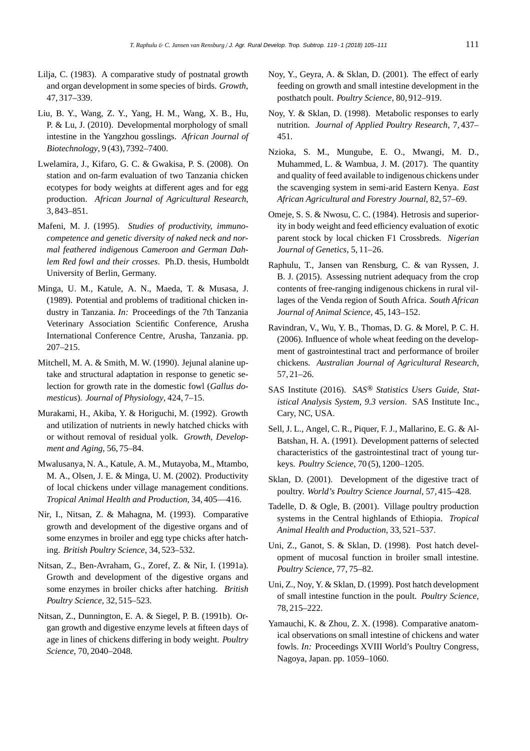Lilja, C. (1983). A comparative study of postnatal growth and organ development in some species of birds. *Growth*, 47, 317–339.

Liu, B. Y., Wang, Z. Y., Yang, H. M., Wang, X. B., Hu, P. & Lu, J. (2010). Developmental morphology of small intestine in the Yangzhou gosslings. *African Journal of Biotechnology*, 9 (43), 7392–7400.

Lwelamira, J., Kifaro, G. C. & Gwakisa, P. S. (2008). On station and on-farm evaluation of two Tanzania chicken ecotypes for body weights at different ages and for egg production. *African Journal of Agricultural Research*, 3, 843–851.

Mafeni, M. J. (1995). *Studies of productivity, immunocompetence and genetic diversity of naked neck and normal feathered indigenous Cameroon and German Dahlem Red fowl and their crosses*. Ph.D. thesis, Humboldt University of Berlin, Germany.

Minga, U. M., Katule, A. N., Maeda, T. & Musasa, J. (1989). Potential and problems of traditional chicken industry in Tanzania. *In:* Proceedings of the 7th Tanzania Veterinary Association Scientific Conference, Arusha International Conference Centre, Arusha, Tanzania. pp. 207–215.

Mitchell, M. A. & Smith, M. W. (1990). Jejunal alanine uptake and structural adaptation in response to genetic selection for growth rate in the domestic fowl (*Gallus domesticus*). *Journal of Physiology*, 424, 7–15.

Murakami, H., Akiba, Y. & Horiguchi, M. (1992). Growth and utilization of nutrients in newly hatched chicks with or without removal of residual yolk. *Growth, Development and Aging*, 56, 75–84.

Mwalusanya, N. A., Katule, A. M., Mutayoba, M., Mtambo, M. A., Olsen, J. E. & Minga, U. M. (2002). Productivity of local chickens under village management conditions. *Tropical Animal Health and Production*, 34, 405—416.

Nir, I., Nitsan, Z. & Mahagna, M. (1993). Comparative growth and development of the digestive organs and of some enzymes in broiler and egg type chicks after hatching. *British Poultry Science*, 34, 523–532.

Nitsan, Z., Ben-Avraham, G., Zoref, Z. & Nir, I. (1991a). Growth and development of the digestive organs and some enzymes in broiler chicks after hatching. *British Poultry Science*, 32, 515–523.

Nitsan, Z., Dunnington, E. A. & Siegel, P. B. (1991b). Organ growth and digestive enzyme levels at fifteen days of age in lines of chickens differing in body weight. *Poultry Science*, 70, 2040–2048.

Noy, Y., Geyra, A. & Sklan, D. (2001). The effect of early feeding on growth and small intestine development in the posthatch poult. *Poultry Science*, 80, 912–919.

Noy, Y. & Sklan, D. (1998). Metabolic responses to early nutrition. *Journal of Applied Poultry Research*, 7, 437–451.

Nzioka, S. M., Mungube, E. O., Mwangi, M. D., Muhammed, L. & Wambua, J. M. (2017). The quantity and quality of feed available to indigenous chickens under the scavenging system in semi-arid Eastern Kenya. *East African Agricultural and Forestry Journal*, 82, 57–69.

Omeje, S. S. & Nwosu, C. C. (1984). Hetrosis and superiority in body weight and feed efficiency evaluation of exotic parent stock by local chicken F1 Crossbreds. *Nigerian Journal of Genetics*, 5, 11–26.

Raphulu, T., Jansen van Rensburg, C. & van Ryssen, J. B. J. (2015). Assessing nutrient adequacy from the crop contents of free-ranging indigenous chickens in rural villages of the Venda region of South Africa. *South African Journal of Animal Science*, 45, 143–152.

Ravindran, V., Wu, Y. B., Thomas, D. G. & Morel, P. C. H. (2006). Influence of whole wheat feeding on the development of gastrointestinal tract and performance of broiler chickens. *Australian Journal of Agricultural Research*, 57, 21–26.

SAS Institute (2016). *SAS® Statistics Users Guide, Statistical Analysis System, 9.3 version*. SAS Institute Inc., Cary, NC, USA.

Sell, J. L., Angel, C. R., Piquer, F. J., Mallarino, E. G. & Al-Batshan, H. A. (1991). Development patterns of selected characteristics of the gastrointestinal tract of young turkeys. *Poultry Science*, 70 (5), 1200–1205.

Sklan, D. (2001). Development of the digestive tract of poultry. *World's Poultry Science Journal*, 57, 415–428.

Tadelle, D. & Ogle, B. (2001). Village poultry production systems in the Central highlands of Ethiopia. *Tropical Animal Health and Production*, 33, 521–537.

Uni, Z., Ganot, S. & Sklan, D. (1998). Post hatch development of mucosal function in broiler small intestine. *Poultry Science*, 77, 75–82.

Uni, Z., Noy, Y. & Sklan, D. (1999). Post hatch development of small intestine function in the poult. *Poultry Science*, 78, 215–222.

Yamauchi, K. & Zhou, Z. X. (1998). Comparative anatomical observations on small intestine of chickens and water fowls. *In:* Proceedings XVIII World's Poultry Congress, Nagoya, Japan. pp. 1059–1060.